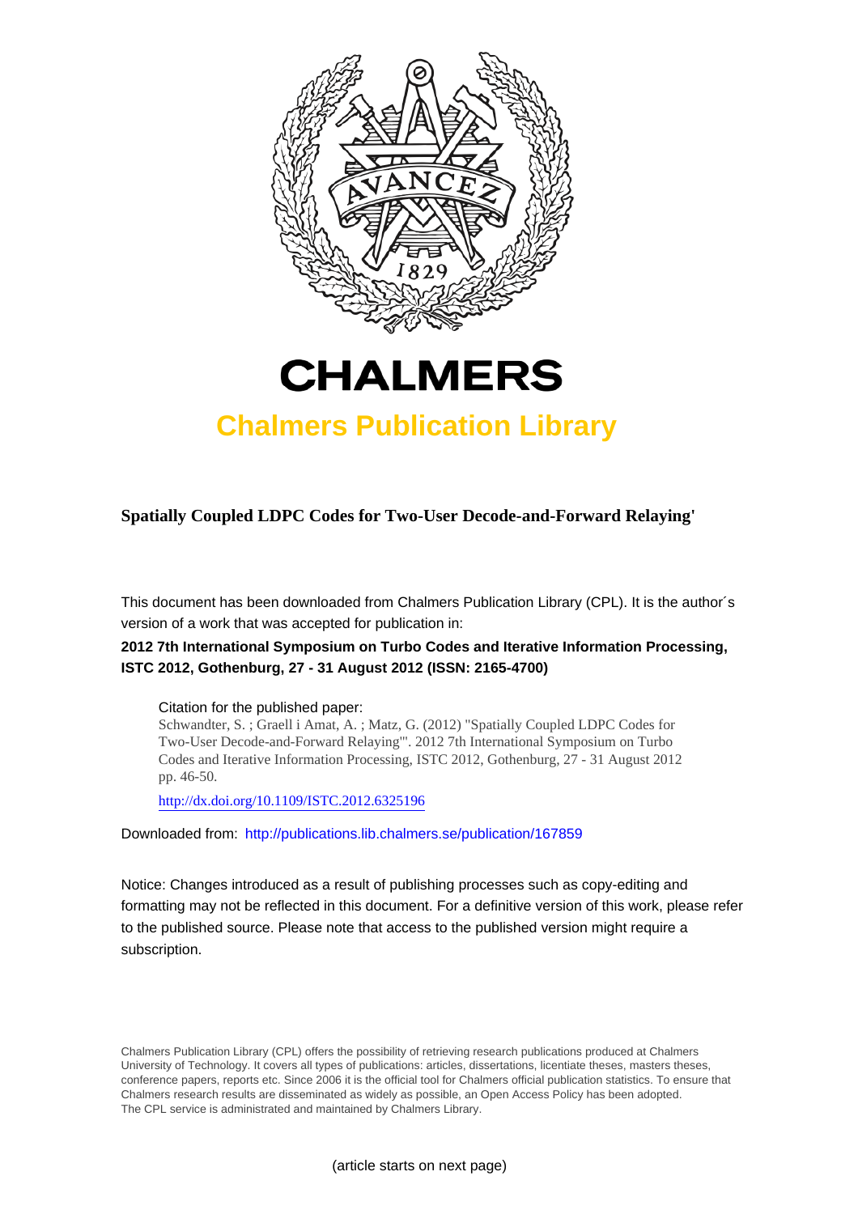# CHALMERS

## Chalmers Publication Library

**Spatially Coupled LDPC Codes for Two-User Decode-and-Forward Relaying'**

This document has been downloaded from Chalmers Publication Library (CPL). It is the author´s version of a work that was accepted for publication in:

**2012 7th International Symposium on Turbo Codes and Iterative Information Processing, ISTC 2012, Gothenburg, 27 - 31 August 2012 (ISSN: 2165-4700)**

Citation for the published paper:
Schwandter, S. ; Graell i Amat, A. ; Matz, G. (2012) "Spatially Coupled LDPC Codes for Two-User Decode-and-Forward Relaying'". 2012 7th International Symposium on Turbo Codes and Iterative Information Processing, ISTC 2012, Gothenburg, 27 - 31 August 2012 pp. 46-50.

http://dx.doi.org/10.1109/ISTC.2012.6325196

Downloaded from: http://publications.lib.chalmers.se/publication/167859

Notice: Changes introduced as a result of publishing processes such as copy-editing and formatting may not be reflected in this document. For a definitive version of this work, please refer to the published source. Please note that access to the published version might require a subscription.

Chalmers Publication Library (CPL) offers the possibility of retrieving research publications produced at Chalmers University of Technology. It covers all types of publications: articles, dissertations, licentiate theses, masters theses, conference papers, reports etc. Since 2006 it is the official tool for Chalmers official publication statistics. To ensure that Chalmers research results are disseminated as widely as possible, an Open Access Policy has been adopted. The CPL service is administrated and maintained by Chalmers Library.

(article starts on next page)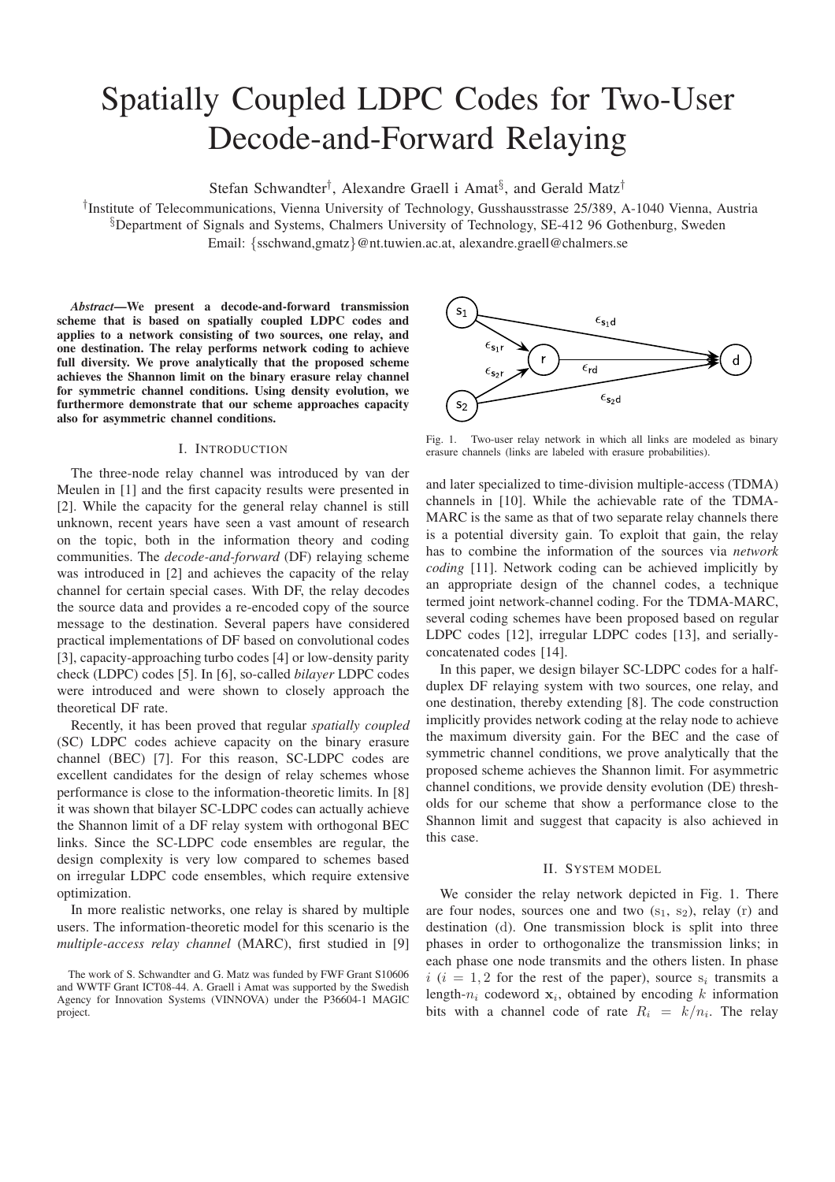# Spatially Coupled LDPC Codes for Two-User Decode-and-Forward Relaying

Stefan Schwandter[†], Alexandre Graell i Amat[§], and Gerald Matz[†]

[†]Institute of Telecommunications, Vienna University of Technology, Gusshausstrasse 25/389, A-1040 Vienna, Austria
[§]Department of Signals and Systems, Chalmers University of Technology, SE-412 96 Gothenburg, Sweden
Email: {sschwand,gmatz}@nt.tuwien.ac.at, alexandre.graell@chalmers.se

***Abstract*—We present a decode-and-forward transmission scheme that is based on spatially coupled LDPC codes and applies to a network consisting of two sources, one relay, and one destination. The relay performs network coding to achieve full diversity. We prove analytically that the proposed scheme achieves the Shannon limit on the binary erasure relay channel for symmetric channel conditions. Using density evolution, we furthermore demonstrate that our scheme approaches capacity also for asymmetric channel conditions.**

## I. Introduction

The three-node relay channel was introduced by van der Meulen in [1] and the first capacity results were presented in [2]. While the capacity for the general relay channel is still unknown, recent years have seen a vast amount of research on the topic, both in the information theory and coding communities. The *decode-and-forward* (DF) relaying scheme was introduced in [2] and achieves the capacity of the relay channel for certain special cases. With DF, the relay decodes the source data and provides a re-encoded copy of the source message to the destination. Several papers have considered practical implementations of DF based on convolutional codes [3], capacity-approaching turbo codes [4] or low-density parity check (LDPC) codes [5]. In [6], so-called *bilayer* LDPC codes were introduced and were shown to closely approach the theoretical DF rate.

Recently, it has been proved that regular *spatially coupled* (SC) LDPC codes achieve capacity on the binary erasure channel (BEC) [7]. For this reason, SC-LDPC codes are excellent candidates for the design of relay schemes whose performance is close to the information-theoretic limits. In [8] it was shown that bilayer SC-LDPC codes can actually achieve the Shannon limit of a DF relay system with orthogonal BEC links. Since the SC-LDPC code ensembles are regular, the design complexity is very low compared to schemes based on irregular LDPC code ensembles, which require extensive optimization.

In more realistic networks, one relay is shared by multiple users. The information-theoretic model for this scenario is the *multiple-access relay channel* (MARC), first studied in [9] and later specialized to time-division multiple-access (TDMA) channels in [10]. While the achievable rate of the TDMA-MARC is the same as that of two separate relay channels there is a potential diversity gain. To exploit that gain, the relay has to combine the information of the sources via *network coding* [11]. Network coding can be achieved implicitly by an appropriate design of the channel codes, a technique termed joint network-channel coding. For the TDMA-MARC, several coding schemes have been proposed based on regular LDPC codes [12], irregular LDPC codes [13], and serially-concatenated codes [14].

In this paper, we design bilayer SC-LDPC codes for a half-duplex DF relaying system with two sources, one relay, and one destination, thereby extending [8]. The code construction implicitly provides network coding at the relay node to achieve the maximum diversity gain. For the BEC and the case of symmetric channel conditions, we prove analytically that the proposed scheme achieves the Shannon limit. For asymmetric channel conditions, we provide density evolution (DE) thresholds for our scheme that show a performance close to the Shannon limit and suggest that capacity is also achieved in this case.

Fig. 1. Two-user relay network in which all links are modeled as binary erasure channels (links are labeled with erasure probabilities).

## II. System model

We consider the relay network depicted in Fig. 1. There are four nodes, sources one and two ($\mathrm{s}_1$, $\mathrm{s}_2$), relay (r) and destination (d). One transmission block is split into three phases in order to orthogonalize the transmission links; in each phase one node transmits and the others listen. In phase $i$ ($i = 1, 2$ for the rest of the paper), source $\mathrm{s}_i$ transmits a length-$n_i$ codeword $\mathbf{x}_i$, obtained by encoding $k$ information bits with a channel code of rate $R_i = k/n_i$. The relay

The work of S. Schwandter and G. Matz was funded by FWF Grant S10606 and WWTF Grant ICT08-44. A. Graell i Amat was supported by the Swedish Agency for Innovation Systems (VINNOVA) under the P36604-1 MAGIC project.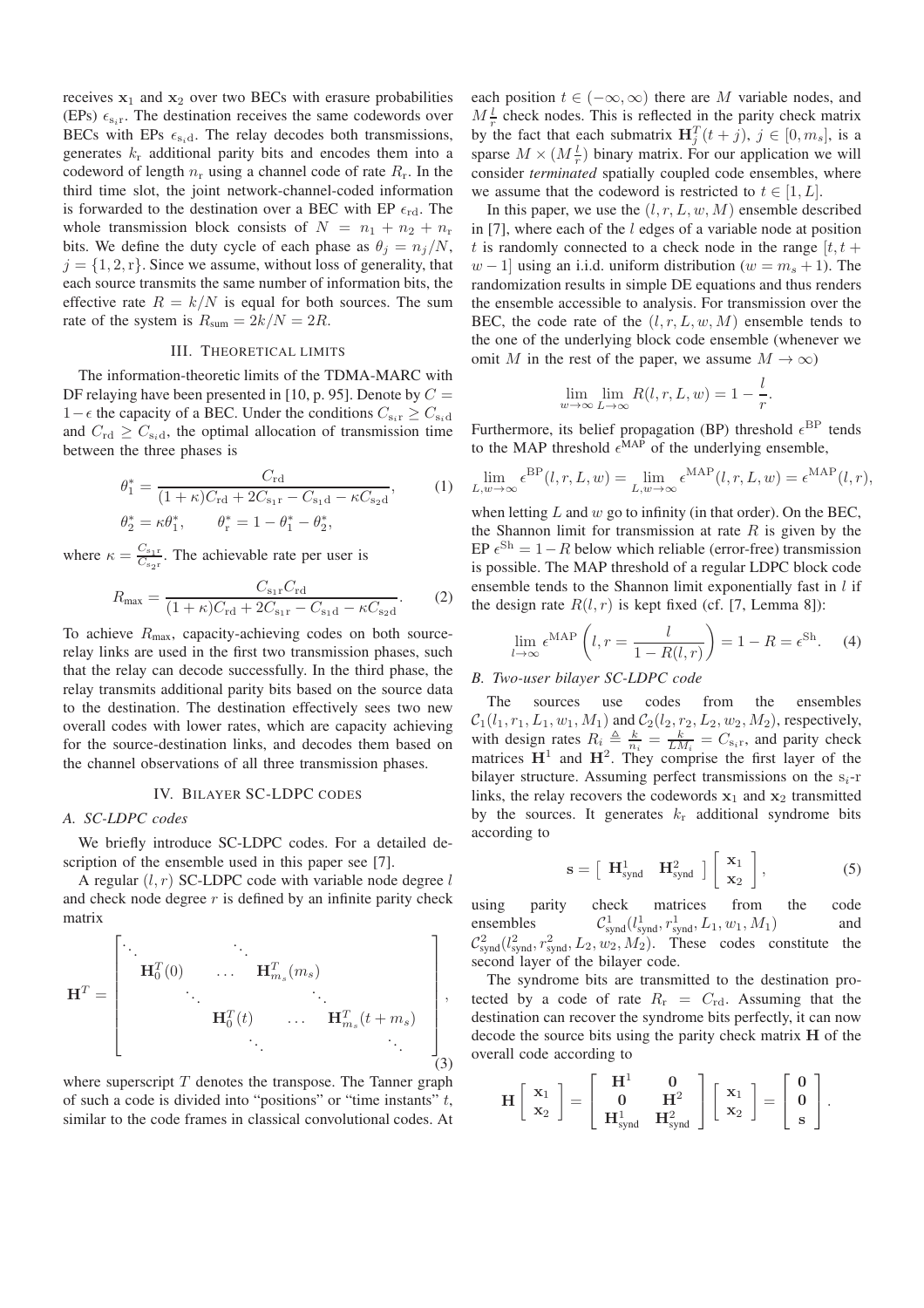receives $\mathbf{x}_1$ and $\mathbf{x}_2$ over two BECs with erasure probabilities (EPs) $\epsilon_{\mathrm{s}_i\mathrm{r}}$. The destination receives the same codewords over BECs with EPs $\epsilon_{\mathrm{s}_i\mathrm{d}}$. The relay decodes both transmissions, generates $k_\mathrm{r}$ additional parity bits and encodes them into a codeword of length $n_\mathrm{r}$ using a channel code of rate $R_\mathrm{r}$. In the third time slot, the joint network-channel-coded information is forwarded to the destination over a BEC with EP $\epsilon_{\mathrm{rd}}$. The whole transmission block consists of $N = n_1 + n_2 + n_\mathrm{r}$ bits. We define the duty cycle of each phase as $\theta_j = n_j/N$, $j = \{1, 2, \mathrm{r}\}$. Since we assume, without loss of generality, that each source transmits the same number of information bits, the effective rate $R = k/N$ is equal for both sources. The sum rate of the system is $R_{\mathrm{sum}} = 2k/N = 2R$.

## III. Theoretical Limits

The information-theoretic limits of the TDMA-MARC with DF relaying have been presented in [10, p. 95]. Denote by $C = 1-\epsilon$ the capacity of a BEC. Under the conditions $C_{\mathrm{s}_i\mathrm{r}} \geq C_{\mathrm{s}_i\mathrm{d}}$ and $C_{\mathrm{rd}} \geq C_{\mathrm{s}_i\mathrm{d}}$, the optimal allocation of transmission time between the three phases is

$$\theta_1^* = \frac{C_{\mathrm{rd}}}{(1+\kappa)C_{\mathrm{rd}} + 2C_{\mathrm{s}_1\mathrm{r}} - C_{\mathrm{s}_1\mathrm{d}} - \kappa C_{\mathrm{s}_2\mathrm{d}}}, \tag{1}$$

$$\theta_2^* = \kappa\theta_1^*, \qquad \theta_\mathrm{r}^* = 1 - \theta_1^* - \theta_2^*,$$

where $\kappa = \frac{C_{\mathrm{s}_1\mathrm{r}}}{C_{\mathrm{s}_2\mathrm{r}}}$. The achievable rate per user is

$$R_{\max} = \frac{C_{\mathrm{s}_1\mathrm{r}} C_{\mathrm{rd}}}{(1+\kappa)C_{\mathrm{rd}} + 2C_{\mathrm{s}_1\mathrm{r}} - C_{\mathrm{s}_1\mathrm{d}} - \kappa C_{\mathrm{s}_2\mathrm{d}}}. \tag{2}$$

To achieve $R_{\max}$, capacity-achieving codes on both source-relay links are used in the first two transmission phases, such that the relay can decode successfully. In the third phase, the relay transmits additional parity bits based on the source data to the destination. The destination effectively sees two new overall codes with lower rates, which are capacity achieving for the source-destination links, and decodes them based on the channel observations of all three transmission phases.

## IV. Bilayer SC-LDPC Codes

### A. SC-LDPC codes

We briefly introduce SC-LDPC codes. For a detailed description of the ensemble used in this paper see [7].

A regular $(l, r)$ SC-LDPC code with variable node degree $l$ and check node degree $r$ is defined by an infinite parity check matrix

$$\mathbf{H}^T = \begin{bmatrix} \ddots & & \ddots & & \\ & \mathbf{H}_0^T(0) & \dots & \mathbf{H}_{m_s}^T(m_s) & \\ & \ddots & & \ddots & \\ & & \mathbf{H}_0^T(t) & \dots & \mathbf{H}_{m_s}^T(t+m_s) \\ & & \ddots & & \ddots \end{bmatrix}, \tag{3}$$

where superscript $T$ denotes the transpose. The Tanner graph of such a code is divided into "positions" or "time instants" $t$, similar to the code frames in classical convolutional codes. At each position $t \in (-\infty, \infty)$ there are $M$ variable nodes, and $M\frac{l}{r}$ check nodes. This is reflected in the parity check matrix by the fact that each submatrix $\mathbf{H}_j^T(t+j)$, $j \in [0, m_s]$, is a sparse $M \times (M\frac{l}{r})$ binary matrix. For our application we will consider *terminated* spatially coupled code ensembles, where we assume that the codeword is restricted to $t \in [1, L]$.

In this paper, we use the $(l, r, L, w, M)$ ensemble described in [7], where each of the $l$ edges of a variable node at position $t$ is randomly connected to a check node in the range $[t, t+w-1]$ using an i.i.d. uniform distribution ($w = m_s + 1$). The randomization results in simple DE equations and thus renders the ensemble accessible to analysis. For transmission over the BEC, the code rate of the $(l, r, L, w, M)$ ensemble tends to the one of the underlying block code ensemble (whenever we omit $M$ in the rest of the paper, we assume $M \to \infty$)

$$\lim_{w\to\infty} \lim_{L\to\infty} R(l, r, L, w) = 1 - \frac{l}{r}.$$

Furthermore, its belief propagation (BP) threshold $\epsilon^{\mathrm{BP}}$ tends to the MAP threshold $\epsilon^{\mathrm{MAP}}$ of the underlying ensemble,

$$\lim_{L,w\to\infty} \epsilon^{\mathrm{BP}}(l, r, L, w) = \lim_{L,w\to\infty} \epsilon^{\mathrm{MAP}}(l, r, L, w) = \epsilon^{\mathrm{MAP}}(l, r),$$

when letting $L$ and $w$ go to infinity (in that order). On the BEC, the Shannon limit for transmission at rate $R$ is given by the EP $\epsilon^{\mathrm{Sh}} = 1 - R$ below which reliable (error-free) transmission is possible. The MAP threshold of a regular LDPC block code ensemble tends to the Shannon limit exponentially fast in $l$ if the design rate $R(l, r)$ is kept fixed (cf. [7, Lemma 8]):

$$\lim_{l\to\infty} \epsilon^{\mathrm{MAP}}\left(l, r = \frac{l}{1 - R(l, r)}\right) = 1 - R = \epsilon^{\mathrm{Sh}}. \tag{4}$$

### B. Two-user bilayer SC-LDPC code

The sources use codes from the ensembles $\mathcal{C}_1(l_1, r_1, L_1, w_1, M_1)$ and $\mathcal{C}_2(l_2, r_2, L_2, w_2, M_2)$, respectively, with design rates $R_i \triangleq \frac{k}{n_i} = \frac{k}{LM_i} = C_{\mathrm{s}_i\mathrm{r}}$, and parity check matrices $\mathbf{H}^1$ and $\mathbf{H}^2$. They comprise the first layer of the bilayer structure. Assuming perfect transmissions on the $\mathrm{s}_i$-r links, the relay recovers the codewords $\mathbf{x}_1$ and $\mathbf{x}_2$ transmitted by the sources. It generates $k_\mathrm{r}$ additional syndrome bits according to

$$\mathbf{s} = \begin{bmatrix} \mathbf{H}_{\mathrm{synd}}^1 & \mathbf{H}_{\mathrm{synd}}^2 \end{bmatrix} \begin{bmatrix} \mathbf{x}_1 \\ \mathbf{x}_2 \end{bmatrix}, \tag{5}$$

using parity check matrices from the code ensembles $\mathcal{C}_{\mathrm{synd}}^1(l_{\mathrm{synd}}^1, r_{\mathrm{synd}}^1, L_1, w_1, M_1)$ and $\mathcal{C}_{\mathrm{synd}}^2(l_{\mathrm{synd}}^2, r_{\mathrm{synd}}^2, L_2, w_2, M_2)$. These codes constitute the second layer of the bilayer code.

The syndrome bits are transmitted to the destination protected by a code of rate $R_\mathrm{r} = C_{\mathrm{rd}}$. Assuming that the destination can recover the syndrome bits perfectly, it can now decode the source bits using the parity check matrix $\mathbf{H}$ of the overall code according to

$$\mathbf{H}\begin{bmatrix} \mathbf{x}_1 \\ \mathbf{x}_2 \end{bmatrix} = \begin{bmatrix} \mathbf{H}^1 & \mathbf{0} \\ \mathbf{0} & \mathbf{H}^2 \\ \mathbf{H}_{\mathrm{synd}}^1 & \mathbf{H}_{\mathrm{synd}}^2 \end{bmatrix} \begin{bmatrix} \mathbf{x}_1 \\ \mathbf{x}_2 \end{bmatrix} = \begin{bmatrix} \mathbf{0} \\ \mathbf{0} \\ \mathbf{s} \end{bmatrix}.$$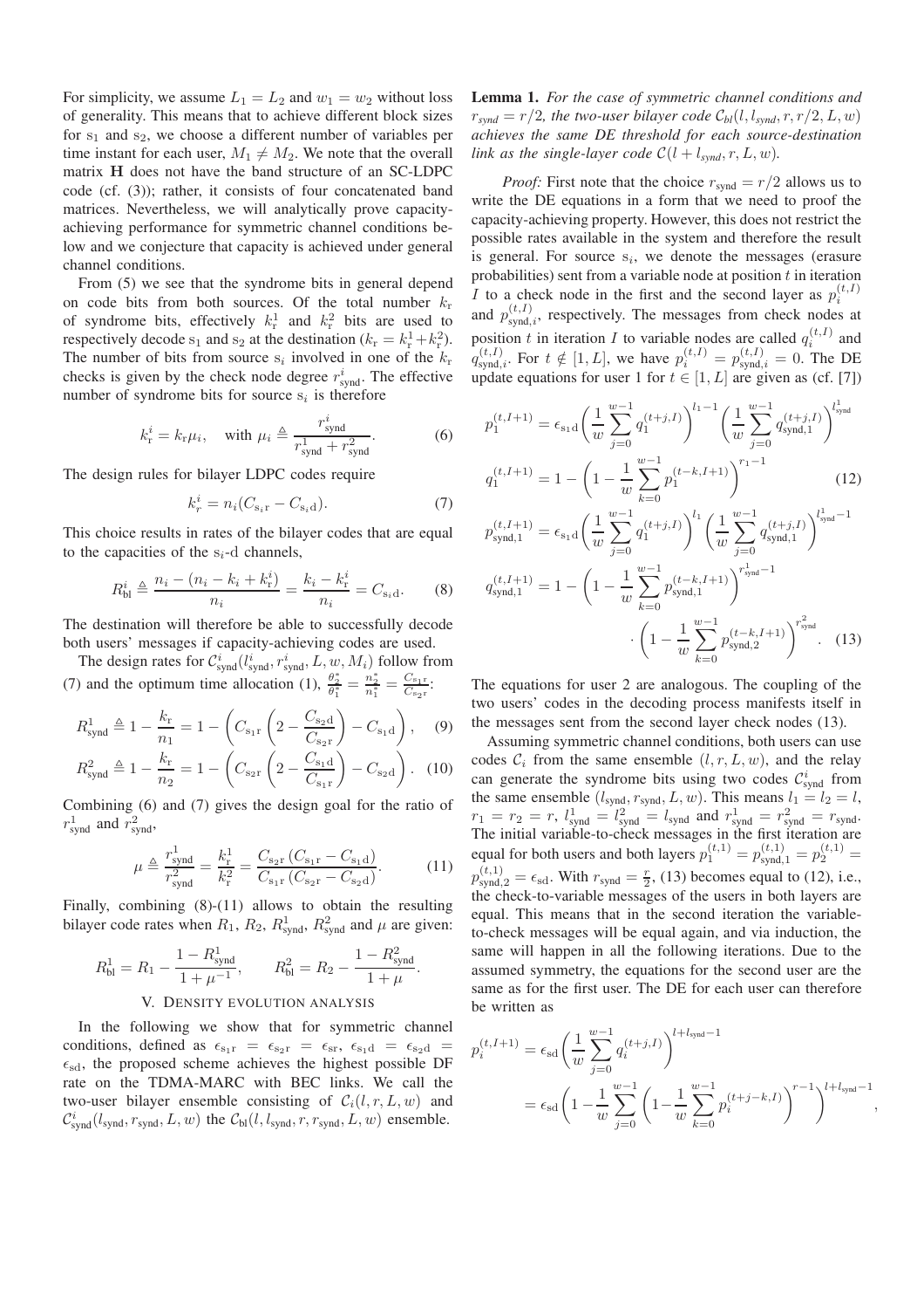For simplicity, we assume $L_1 = L_2$ and $w_1 = w_2$ without loss of generality. This means that to achieve different block sizes for $\mathrm{s}_1$ and $\mathrm{s}_2$, we choose a different number of variables per time instant for each user, $M_1 \neq M_2$. We note that the overall matrix $\mathbf{H}$ does not have the band structure of an SC-LDPC code (cf. (3)); rather, it consists of four concatenated band matrices. Nevertheless, we will analytically prove capacity-achieving performance for symmetric channel conditions below and we conjecture that capacity is achieved under general channel conditions.

From (5) we see that the syndrome bits in general depend on code bits from both sources. Of the total number $k_\mathrm{r}$ of syndrome bits, effectively $k_\mathrm{r}^1$ and $k_\mathrm{r}^2$ bits are used to respectively decode $\mathrm{s}_1$ and $\mathrm{s}_2$ at the destination ($k_\mathrm{r} = k_\mathrm{r}^1 + k_\mathrm{r}^2$). The number of bits from source $\mathrm{s}_i$ involved in one of the $k_\mathrm{r}$ checks is given by the check node degree $r_\mathrm{synd}^i$. The effective number of syndrome bits for source $\mathrm{s}_i$ is therefore

$$k_\mathrm{r}^i = k_\mathrm{r}\mu_i, \quad \text{with } \mu_i \triangleq \frac{r_\mathrm{synd}^i}{r_\mathrm{synd}^1 + r_\mathrm{synd}^2}. \tag{6}$$

The design rules for bilayer LDPC codes require

$$k_r^i = n_i(C_{\mathrm{s}_i\mathrm{r}} - C_{\mathrm{s}_i\mathrm{d}}). \tag{7}$$

This choice results in rates of the bilayer codes that are equal to the capacities of the $\mathrm{s}_i$-d channels,

$$R_\mathrm{bl}^i \triangleq \frac{n_i - (n_i - k_i + k_\mathrm{r}^i)}{n_i} = \frac{k_i - k_\mathrm{r}^i}{n_i} = C_{\mathrm{s}_i\mathrm{d}}. \tag{8}$$

The destination will therefore be able to successfully decode both users' messages if capacity-achieving codes are used.

The design rates for $\mathcal{C}_\mathrm{synd}^i(l_\mathrm{synd}^i, r_\mathrm{synd}^i, L, w, M_i)$ follow from (7) and the optimum time allocation (1), $\frac{\theta_2^*}{\theta_1^*} = \frac{n_2^*}{n_1^*} = \frac{C_{\mathrm{s}_1\mathrm{r}}}{C_{\mathrm{s}_2\mathrm{r}}}$:

$$R_\mathrm{synd}^1 \triangleq 1 - \frac{k_\mathrm{r}}{n_1} = 1 - \left(C_{\mathrm{s}_1\mathrm{r}}\left(2 - \frac{C_{\mathrm{s}_2\mathrm{d}}}{C_{\mathrm{s}_2\mathrm{r}}}\right) - C_{\mathrm{s}_1\mathrm{d}}\right), \tag{9}$$

$$R_\mathrm{synd}^2 \triangleq 1 - \frac{k_\mathrm{r}}{n_2} = 1 - \left(C_{\mathrm{s}_2\mathrm{r}}\left(2 - \frac{C_{\mathrm{s}_1\mathrm{d}}}{C_{\mathrm{s}_1\mathrm{r}}}\right) - C_{\mathrm{s}_2\mathrm{d}}\right). \tag{10}$$

Combining (6) and (7) gives the design goal for the ratio of $r_\mathrm{synd}^1$ and $r_\mathrm{synd}^2$,

$$\mu \triangleq \frac{r_\mathrm{synd}^1}{r_\mathrm{synd}^2} = \frac{k_\mathrm{r}^1}{k_\mathrm{r}^2} = \frac{C_{\mathrm{s}_2\mathrm{r}}\left(C_{\mathrm{s}_1\mathrm{r}} - C_{\mathrm{s}_1\mathrm{d}}\right)}{C_{\mathrm{s}_1\mathrm{r}}\left(C_{\mathrm{s}_2\mathrm{r}} - C_{\mathrm{s}_2\mathrm{d}}\right)}. \tag{11}$$

Finally, combining (8)-(11) allows to obtain the resulting bilayer code rates when $R_1$, $R_2$, $R_\mathrm{synd}^1$, $R_\mathrm{synd}^2$ and $\mu$ are given:

$$R_\mathrm{bl}^1 = R_1 - \frac{1 - R_\mathrm{synd}^1}{1 + \mu^{-1}}, \qquad R_\mathrm{bl}^2 = R_2 - \frac{1 - R_\mathrm{synd}^2}{1 + \mu}.$$

## V. Density evolution analysis

In the following we show that for symmetric channel conditions, defined as $\epsilon_{\mathrm{s}_1\mathrm{r}} = \epsilon_{\mathrm{s}_2\mathrm{r}} = \epsilon_\mathrm{sr}$, $\epsilon_{\mathrm{s}_1\mathrm{d}} = \epsilon_{\mathrm{s}_2\mathrm{d}} = \epsilon_\mathrm{sd}$, the proposed scheme achieves the highest possible DF rate on the TDMA-MARC with BEC links. We call the two-user bilayer ensemble consisting of $\mathcal{C}_i(l, r, L, w)$ and $\mathcal{C}_\mathrm{synd}^i(l_\mathrm{synd}, r_\mathrm{synd}, L, w)$ the $\mathcal{C}_\mathrm{bl}(l, l_\mathrm{synd}, r, r_\mathrm{synd}, L, w)$ ensemble.

**Lemma 1.** *For the case of symmetric channel conditions and $r_{synd} = r/2$, the two-user bilayer code $\mathcal{C}_{bl}(l, l_{synd}, r, r/2, L, w)$ achieves the same DE threshold for each source-destination link as the single-layer code $\mathcal{C}(l + l_{synd}, r, L, w)$.*

*Proof:* First note that the choice $r_\mathrm{synd} = r/2$ allows us to write the DE equations in a form that we need to proof the capacity-achieving property. However, this does not restrict the possible rates available in the system and therefore the result is general. For source $\mathrm{s}_i$, we denote the messages (erasure probabilities) sent from a variable node at position $t$ in iteration $I$ to a check node in the first and the second layer as $p_i^{(t,I)}$ and $p_{\mathrm{synd},i}^{(t,I)}$, respectively. The messages from check nodes at position $t$ in iteration $I$ to variable nodes are called $q_i^{(t,I)}$ and $q_{\mathrm{synd},i}^{(t,I)}$. For $t \notin [1, L]$, we have $p_i^{(t,I)} = p_{\mathrm{synd},i}^{(t,I)} = 0$. The DE update equations for user 1 for $t \in [1, L]$ are given as (cf. [7])

$$p_1^{(t,I+1)} = \epsilon_{\mathrm{s}_1\mathrm{d}}\left(\frac{1}{w}\sum_{j=0}^{w-1} q_1^{(t+j,I)}\right)^{l_1 - 1}\left(\frac{1}{w}\sum_{j=0}^{w-1} q_{\mathrm{synd},1}^{(t+j,I)}\right)^{l_\mathrm{synd}^1}$$

$$q_1^{(t,I+1)} = 1 - \left(1 - \frac{1}{w}\sum_{k=0}^{w-1} p_1^{(t-k,I+1)}\right)^{r_1 - 1} \tag{12}$$

$$p_{\mathrm{synd},1}^{(t,I+1)} = \epsilon_{\mathrm{s}_1\mathrm{d}}\left(\frac{1}{w}\sum_{j=0}^{w-1} q_1^{(t+j,I)}\right)^{l_1}\left(\frac{1}{w}\sum_{j=0}^{w-1} q_{\mathrm{synd},1}^{(t+j,I)}\right)^{l_\mathrm{synd}^1 - 1}$$

$$q_{\mathrm{synd},1}^{(t,I+1)} = 1 - \left(1 - \frac{1}{w}\sum_{k=0}^{w-1} p_{\mathrm{synd},1}^{(t-k,I+1)}\right)^{r_\mathrm{synd}^1 - 1} \cdot \left(1 - \frac{1}{w}\sum_{k=0}^{w-1} p_{\mathrm{synd},2}^{(t-k,I+1)}\right)^{r_\mathrm{synd}^2}. \tag{13}$$

The equations for user 2 are analogous. The coupling of the two users' codes in the decoding process manifests itself in the messages sent from the second layer check nodes (13).

Assuming symmetric channel conditions, both users can use codes $\mathcal{C}_i$ from the same ensemble $(l, r, L, w)$, and the relay can generate the syndrome bits using two codes $\mathcal{C}_\mathrm{synd}^i$ from the same ensemble $(l_\mathrm{synd}, r_\mathrm{synd}, L, w)$. This means $l_1 = l_2 = l$, $r_1 = r_2 = r$, $l_\mathrm{synd}^1 = l_\mathrm{synd}^2 = l_\mathrm{synd}$ and $r_\mathrm{synd}^1 = r_\mathrm{synd}^2 = r_\mathrm{synd}$. The initial variable-to-check messages in the first iteration are equal for both users and both layers $p_1^{(t,1)} = p_{\mathrm{synd},1}^{(t,1)} = p_2^{(t,1)} = p_{\mathrm{synd},2}^{(t,1)} = \epsilon_\mathrm{sd}$. With $r_\mathrm{synd} = \frac{r}{2}$, (13) becomes equal to (12), i.e., the check-to-variable messages of the users in both layers are equal. This means that in the second iteration the variable-to-check messages will be equal again, and via induction, the same will happen in all the following iterations. Due to the assumed symmetry, the equations for the second user are the same as for the first user. The DE for each user can therefore be written as

$$\begin{aligned}
p_i^{(t,I+1)} &= \epsilon_\mathrm{sd}\left(\frac{1}{w}\sum_{j=0}^{w-1} q_i^{(t+j,I)}\right)^{l + l_\mathrm{synd} - 1} \\
&= \epsilon_\mathrm{sd}\left(1 - \frac{1}{w}\sum_{j=0}^{w-1}\left(1 - \frac{1}{w}\sum_{k=0}^{w-1} p_i^{(t+j-k,I)}\right)^{r-1}\right)^{l + l_\mathrm{synd} - 1},
\end{aligned}$$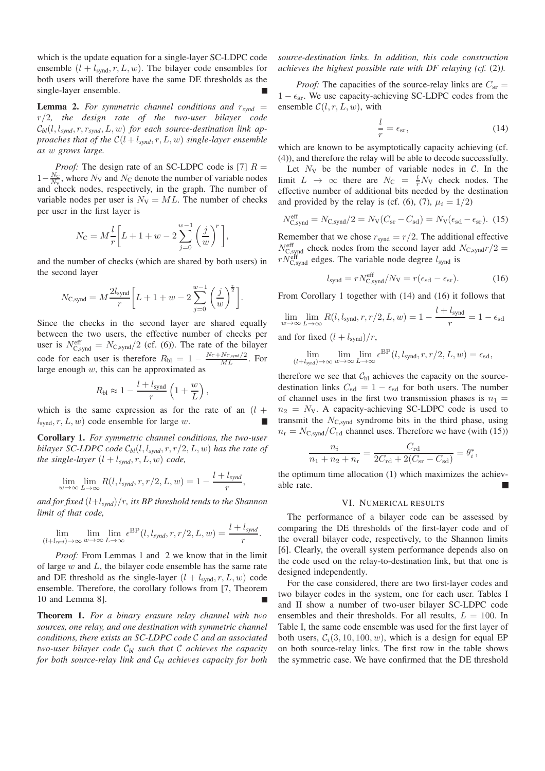which is the update equation for a single-layer SC-LDPC code ensemble $(l + l_{\text{synd}}, r, L, w)$. The bilayer code ensembles for both users will therefore have the same DE thresholds as the single-layer ensemble. ∎

**Lemma 2.** *For symmetric channel conditions and $r_{synd} = r/2$, the design rate of the two-user bilayer code $\mathcal{C}_{bl}(l, l_{synd}, r, r_{synd}, L, w)$ for each source-destination link approaches that of the $\mathcal{C}(l + l_{synd}, r, L, w)$ single-layer ensemble as $w$ grows large.*

*Proof:* The design rate of an SC-LDPC code is [7] $R = 1 - \frac{N_{\text{C}}}{N_{\text{V}}}$, where $N_{\text{V}}$ and $N_{\text{C}}$ denote the number of variable nodes and check nodes, respectively, in the graph. The number of variable nodes per user is $N_{\text{V}} = ML$. The number of checks per user in the first layer is

$$N_{\text{C}} = M\frac{l}{r}\left[L + 1 + w - 2\sum_{j=0}^{w-1}\left(\frac{j}{w}\right)^r\right],$$

and the number of checks (which are shared by both users) in the second layer

$$N_{\text{C,synd}} = M\frac{2l_{\text{synd}}}{r}\left[L + 1 + w - 2\sum_{j=0}^{w-1}\left(\frac{j}{w}\right)^{\frac{r}{2}}\right].$$

Since the checks in the second layer are shared equally between the two users, the effective number of checks per user is $N_{\text{C,synd}}^{\text{eff}} = N_{\text{C,synd}}/2$ (cf. (6)). The rate of the bilayer code for each user is therefore $R_{\text{bl}} = 1 - \frac{N_{\text{C}} + N_{\text{C,synd}}/2}{ML}$. For large enough $w$, this can be approximated as

$$R_{\text{bl}} \approx 1 - \frac{l + l_{\text{synd}}}{r}\left(1 + \frac{w}{L}\right),$$

which is the same expression as for the rate of an $(l + l_{\text{synd}}, r, L, w)$ code ensemble for large $w$. ∎

**Corollary 1.** *For symmetric channel conditions, the two-user bilayer SC-LDPC code $\mathcal{C}_{bl}(l, l_{synd}, r, r/2, L, w)$ has the rate of the single-layer $(l + l_{synd}, r, L, w)$ code,*

$$\lim_{w\to\infty}\lim_{L\to\infty} R(l, l_{synd}, r, r/2, L, w) = 1 - \frac{l + l_{synd}}{r},$$

*and for fixed $(l+l_{synd})/r$, its BP threshold tends to the Shannon limit of that code,*

$$\lim_{(l+l_{synd})\to\infty}\lim_{w\to\infty}\lim_{L\to\infty}\epsilon^{\text{BP}}(l, l_{synd}, r, r/2, L, w) = \frac{l + l_{synd}}{r}.$$

*Proof:* From Lemmas 1 and 2 we know that in the limit of large $w$ and $L$, the bilayer code ensemble has the same rate and DE threshold as the single-layer $(l + l_{\text{synd}}, r, L, w)$ code ensemble. Therefore, the corollary follows from [7, Theorem 10 and Lemma 8]. ∎

**Theorem 1.** *For a binary erasure relay channel with two sources, one relay, and one destination with symmetric channel conditions, there exists an SC-LDPC code $\mathcal{C}$ and an associated two-user bilayer code $\mathcal{C}_{bl}$ such that $\mathcal{C}$ achieves the capacity for both source-relay link and $\mathcal{C}_{bl}$ achieves capacity for both source-destination links. In addition, this code construction achieves the highest possible rate with DF relaying (cf. (2)).*

*Proof:* The capacities of the source-relay links are $C_{\text{sr}} = 1 - \epsilon_{\text{sr}}$. We use capacity-achieving SC-LDPC codes from the ensemble $\mathcal{C}(l, r, L, w)$, with

$$\frac{l}{r} = \epsilon_{\text{sr}}, \tag{14}$$

which are known to be asymptotically capacity achieving (cf. (4)), and therefore the relay will be able to decode successfully.

Let $N_{\text{V}}$ be the number of variable nodes in $\mathcal{C}$. In the limit $L \to \infty$ there are $N_{\text{C}} = \frac{l}{r}N_{\text{V}}$ check nodes. The effective number of additional bits needed by the destination and provided by the relay is (cf. (6), (7), $\mu_i = 1/2$)

$$N_{\text{C,synd}}^{\text{eff}} = N_{\text{C,synd}}/2 = N_{\text{V}}(C_{\text{sr}} - C_{\text{sd}}) = N_{\text{V}}(\epsilon_{\text{sd}} - \epsilon_{\text{sr}}). \tag{15}$$

Remember that we chose $r_{\text{synd}} = r/2$. The additional effective $N_{\text{C,synd}}^{\text{eff}}$ check nodes from the second layer add $N_{\text{C,synd}}r/2 = rN_{\text{C,synd}}^{\text{eff}}$ edges. The variable node degree $l_{\text{synd}}$ is

$$l_{\text{synd}} = rN_{\text{C,synd}}^{\text{eff}}/N_{\text{V}} = r(\epsilon_{\text{sd}} - \epsilon_{\text{sr}}). \tag{16}$$

From Corollary 1 together with (14) and (16) it follows that

$$\lim_{w\to\infty}\lim_{L\to\infty} R(l, l_{\text{synd}}, r, r/2, L, w) = 1 - \frac{l + l_{\text{synd}}}{r} = 1 - \epsilon_{\text{sd}}$$

and for fixed $(l + l_{\text{synd}})/r$,

$$\lim_{(l+l_{\text{synd}})\to\infty}\lim_{w\to\infty}\lim_{L\to\infty}\epsilon^{\text{BP}}(l, l_{\text{synd}}, r, r/2, L, w) = \epsilon_{\text{sd}},$$

therefore we see that $\mathcal{C}_{\text{bl}}$ achieves the capacity on the source-destination links $C_{\text{sd}} = 1 - \epsilon_{\text{sd}}$ for both users. The number of channel uses in the first two transmission phases is $n_1 = n_2 = N_{\text{V}}$. A capacity-achieving SC-LDPC code is used to transmit the $N_{\text{C,synd}}$ syndrome bits in the third phase, using $n_{\text{r}} = N_{\text{C,synd}}/C_{\text{rd}}$ channel uses. Therefore we have (with (15))

$$\frac{n_i}{n_1 + n_2 + n_{\text{r}}} = \frac{C_{\text{rd}}}{2C_{\text{rd}} + 2(C_{\text{sr}} - C_{\text{sd}})} = \theta_i^*,$$

the optimum time allocation (1) which maximizes the achievable rate. ∎

## VI. Numerical results

The performance of a bilayer code can be assessed by comparing the DE thresholds of the first-layer code and of the overall bilayer code, respectively, to the Shannon limits [6]. Clearly, the overall system performance depends also on the code used on the relay-to-destination link, but that one is designed independently.

For the case considered, there are two first-layer codes and two bilayer codes in the system, one for each user. Tables I and II show a number of two-user bilayer SC-LDPC code ensembles and their thresholds. For all results, $L = 100$. In Table I, the same code ensemble was used for the first layer of both users, $\mathcal{C}_i(3, 10, 100, w)$, which is a design for equal EP on both source-relay links. The first row in the table shows the symmetric case. We have confirmed that the DE threshold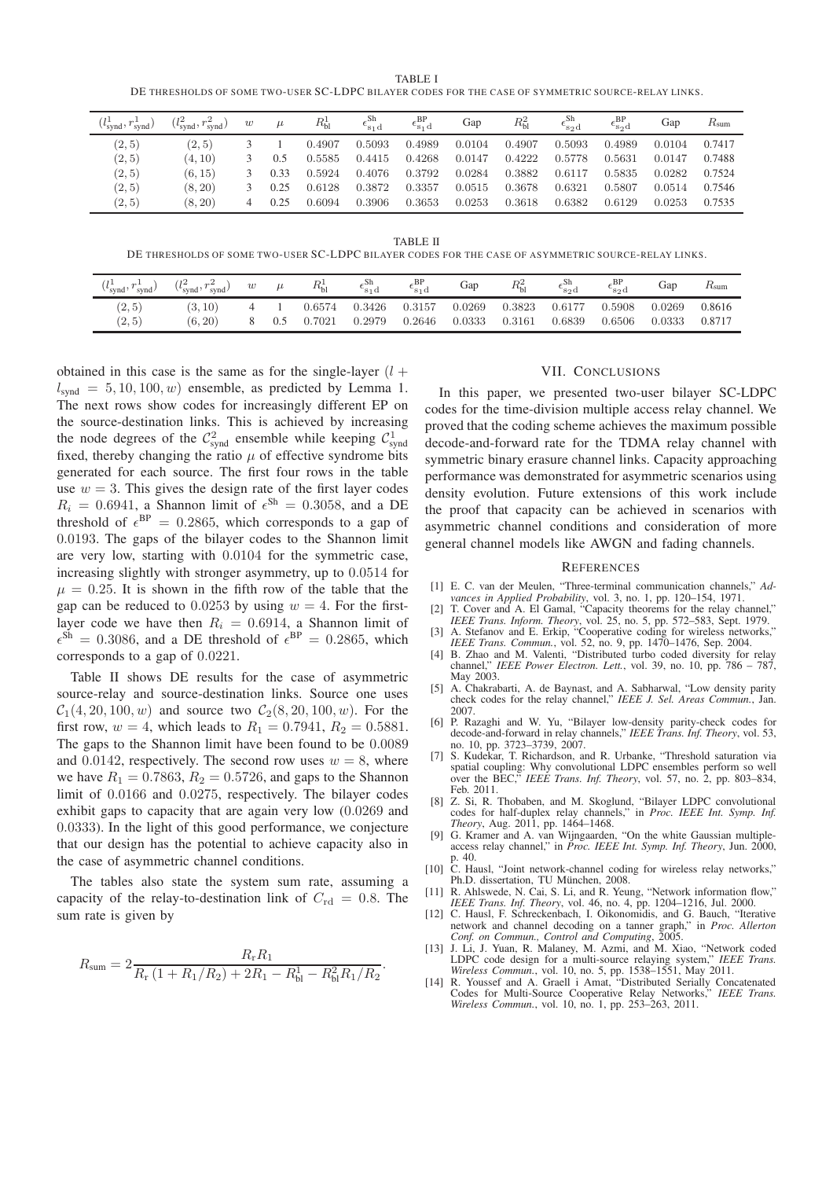TABLE I
DE THRESHOLDS OF SOME TWO-USER SC-LDPC BILAYER CODES FOR THE CASE OF SYMMETRIC SOURCE-RELAY LINKS.

| $(l^1_{\text{synd}}, r^1_{\text{synd}})$ | $(l^2_{\text{synd}}, r^2_{\text{synd}})$ | $w$ | $\mu$ | $R^1_{\text{bl}}$ | $\epsilon^{\text{Sh}}_{s_1 d}$ | $\epsilon^{\text{BP}}_{s_1 d}$ | Gap | $R^2_{\text{bl}}$ | $\epsilon^{\text{Sh}}_{s_2 d}$ | $\epsilon^{\text{BP}}_{s_2 d}$ | Gap | $R_{\text{sum}}$ |
|---|---|---|---|---|---|---|---|---|---|---|---|---|
| $(2,5)$ | $(2,5)$ | 3 | 1 | 0.4907 | 0.5093 | 0.4989 | 0.0104 | 0.4907 | 0.5093 | 0.4989 | 0.0104 | 0.7417 |
| $(2,5)$ | $(4,10)$ | 3 | 0.5 | 0.5585 | 0.4415 | 0.4268 | 0.0147 | 0.4222 | 0.5778 | 0.5631 | 0.0147 | 0.7488 |
| $(2,5)$ | $(6,15)$ | 3 | 0.33 | 0.5924 | 0.4076 | 0.3792 | 0.0284 | 0.3882 | 0.6117 | 0.5835 | 0.0282 | 0.7524 |
| $(2,5)$ | $(8,20)$ | 3 | 0.25 | 0.6128 | 0.3872 | 0.3357 | 0.0515 | 0.3678 | 0.6321 | 0.5807 | 0.0514 | 0.7546 |
| $(2,5)$ | $(8,20)$ | 4 | 0.25 | 0.6094 | 0.3906 | 0.3653 | 0.0253 | 0.3618 | 0.6382 | 0.6129 | 0.0253 | 0.7535 |

TABLE II
DE THRESHOLDS OF SOME TWO-USER SC-LDPC BILAYER CODES FOR THE CASE OF ASYMMETRIC SOURCE-RELAY LINKS.

| $(l^1_{\text{synd}}, r^1_{\text{synd}})$ | $(l^2_{\text{synd}}, r^2_{\text{synd}})$ | $w$ | $\mu$ | $R^1_{\text{bl}}$ | $\epsilon^{\text{Sh}}_{s_1 d}$ | $\epsilon^{\text{BP}}_{s_1 d}$ | Gap | $R^2_{\text{bl}}$ | $\epsilon^{\text{Sh}}_{s_2 d}$ | $\epsilon^{\text{BP}}_{s_2 d}$ | Gap | $R_{\text{sum}}$ |
|---|---|---|---|---|---|---|---|---|---|---|---|---|
| $(2,5)$ | $(3,10)$ | 4 | 1 | 0.6574 | 0.3426 | 0.3157 | 0.0269 | 0.3823 | 0.6177 | 0.5908 | 0.0269 | 0.8616 |
| $(2,5)$ | $(6,20)$ | 8 | 0.5 | 0.7021 | 0.2979 | 0.2646 | 0.0333 | 0.3161 | 0.6839 | 0.6506 | 0.0333 | 0.8717 |

obtained in this case is the same as for the single-layer $(l + l_{\text{synd}} = 5, 10, 100, w)$ ensemble, as predicted by Lemma 1. The next rows show codes for increasingly different EP on the source-destination links. This is achieved by increasing the node degrees of the $\mathcal{C}^2_{\text{synd}}$ ensemble while keeping $\mathcal{C}^1_{\text{synd}}$ fixed, thereby changing the ratio $\mu$ of effective syndrome bits generated for each source. The first four rows in the table use $w = 3$. This gives the design rate of the first layer codes $R_i = 0.6941$, a Shannon limit of $\epsilon^{\text{Sh}} = 0.3058$, and a DE threshold of $\epsilon^{\text{BP}} = 0.2865$, which corresponds to a gap of $0.0193$. The gaps of the bilayer codes to the Shannon limit are very low, starting with $0.0104$ for the symmetric case, increasing slightly with stronger asymmetry, up to $0.0514$ for $\mu = 0.25$. It is shown in the fifth row of the table that the gap can be reduced to $0.0253$ by using $w = 4$. For the first-layer code we have then $R_i = 0.6914$, a Shannon limit of $\epsilon^{\text{Sh}} = 0.3086$, and a DE threshold of $\epsilon^{\text{BP}} = 0.2865$, which corresponds to a gap of $0.0221$.

Table II shows DE results for the case of asymmetric source-relay and source-destination links. Source one uses $\mathcal{C}_1(4, 20, 100, w)$ and source two $\mathcal{C}_2(8, 20, 100, w)$. For the first row, $w = 4$, which leads to $R_1 = 0.7941$, $R_2 = 0.5881$. The gaps to the Shannon limit have been found to be $0.0089$ and $0.0142$, respectively. The second row uses $w = 8$, where we have $R_1 = 0.7863$, $R_2 = 0.5726$, and gaps to the Shannon limit of $0.0166$ and $0.0275$, respectively. The bilayer codes exhibit gaps to capacity that are again very low ($0.0269$ and $0.0333$). In the light of this good performance, we conjecture that our design has the potential to achieve capacity also in the case of asymmetric channel conditions.

The tables also state the system sum rate, assuming a capacity of the relay-to-destination link of $C_{\text{rd}} = 0.8$. The sum rate is given by

$$R_{\text{sum}} = 2\frac{R_{\text{r}} R_1}{R_{\text{r}}\left(1 + R_1/R_2\right) + 2R_1 - R^1_{\text{bl}} - R^2_{\text{bl}} R_1/R_2}.$$

## VII. CONCLUSIONS

In this paper, we presented two-user bilayer SC-LDPC codes for the time-division multiple access relay channel. We proved that the coding scheme achieves the maximum possible decode-and-forward rate for the TDMA relay channel with symmetric binary erasure channel links. Capacity approaching performance was demonstrated for asymmetric scenarios using density evolution. Future extensions of this work include the proof that capacity can be achieved in scenarios with asymmetric channel conditions and consideration of more general channel models like AWGN and fading channels.

## REFERENCES

[1] E. C. van der Meulen, "Three-terminal communication channels," *Advances in Applied Probability*, vol. 3, no. 1, pp. 120–154, 1971.

[2] T. Cover and A. El Gamal, "Capacity theorems for the relay channel," *IEEE Trans. Inform. Theory*, vol. 25, no. 5, pp. 572–583, Sept. 1979.

[3] A. Stefanov and E. Erkip, "Cooperative coding for wireless networks," *IEEE Trans. Commun.*, vol. 52, no. 9, pp. 1470–1476, Sep. 2004.

[4] B. Zhao and M. Valenti, "Distributed turbo coded diversity for relay channel," *IEEE Power Electron. Lett.*, vol. 39, no. 10, pp. 786 – 787, May 2003.

[5] A. Chakrabarti, A. de Baynast, and A. Sabharwal, "Low density parity check codes for the relay channel," *IEEE J. Sel. Areas Commun.*, Jan. 2007.

[6] P. Razaghi and W. Yu, "Bilayer low-density parity-check codes for decode-and-forward in relay channels," *IEEE Trans. Inf. Theory*, vol. 53, no. 10, pp. 3723–3739, 2007.

[7] S. Kudekar, T. Richardson, and R. Urbanke, "Threshold saturation via spatial coupling: Why convolutional LDPC ensembles perform so well over the BEC," *IEEE Trans. Inf. Theory*, vol. 57, no. 2, pp. 803–834, Feb. 2011.

[8] Z. Si, R. Thobaben, and M. Skoglund, "Bilayer LDPC convolutional codes for half-duplex relay channels," in *Proc. IEEE Int. Symp. Inf. Theory*, Aug. 2011, pp. 1464–1468.

[9] G. Kramer and A. van Wijngaarden, "On the white Gaussian multiple-access relay channel," in *Proc. IEEE Int. Symp. Inf. Theory*, Jun. 2000, p. 40.

[10] C. Hausl, "Joint network-channel coding for wireless relay networks," Ph.D. dissertation, TU München, 2008.

[11] R. Ahlswede, N. Cai, S. Li, and R. Yeung, "Network information flow," *IEEE Trans. Inf. Theory*, vol. 46, no. 4, pp. 1204–1216, Jul. 2000.

[12] C. Hausl, F. Schreckenbach, I. Oikonomidis, and G. Bauch, "Iterative network and channel decoding on a tanner graph," in *Proc. Allerton Conf. on Commun., Control and Computing*, 2005.

[13] J. Li, J. Yuan, R. Malaney, M. Azmi, and M. Xiao, "Network coded LDPC code design for a multi-source relaying system," *IEEE Trans. Wireless Commun.*, vol. 10, no. 5, pp. 1538–1551, May 2011.

[14] R. Youssef and A. Graell i Amat, "Distributed Serially Concatenated Codes for Multi-Source Cooperative Relay Networks," *IEEE Trans. Wireless Commun.*, vol. 10, no. 1, pp. 253–263, 2011.